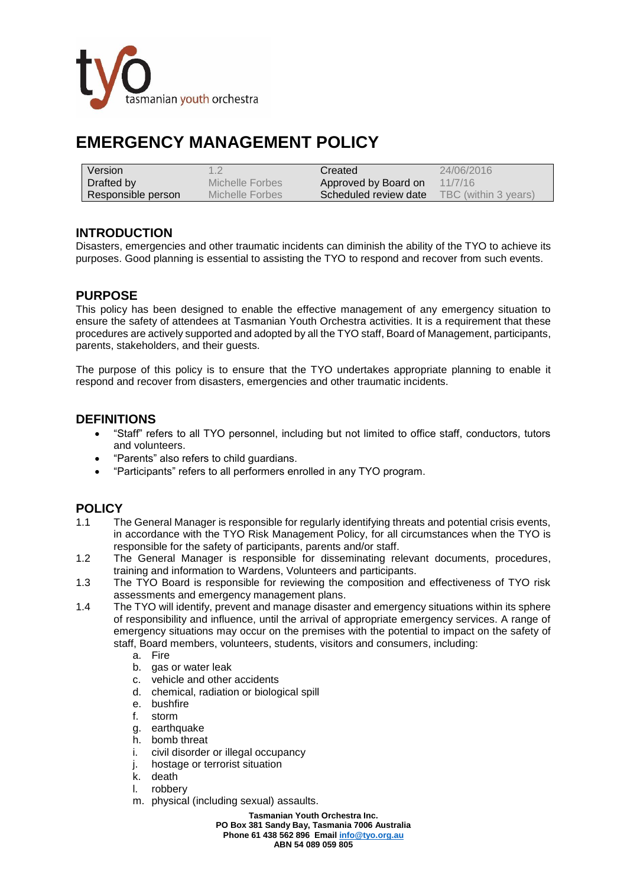tyo tasmanian youth orchestra

# EMERGENCY MANAGEMENT POLICY

| Version | 1.2 | Created | 24/06/2016 |
|---|---|---|---|
| Drafted by | Michelle Forbes | Approved by Board on | 11/7/16 |
| Responsible person | Michelle Forbes | Scheduled review date | TBC (within 3 years) |

## INTRODUCTION

Disasters, emergencies and other traumatic incidents can diminish the ability of the TYO to achieve its purposes. Good planning is essential to assisting the TYO to respond and recover from such events.

## PURPOSE

This policy has been designed to enable the effective management of any emergency situation to ensure the safety of attendees at Tasmanian Youth Orchestra activities. It is a requirement that these procedures are actively supported and adopted by all the TYO staff, Board of Management, participants, parents, stakeholders, and their guests.

The purpose of this policy is to ensure that the TYO undertakes appropriate planning to enable it respond and recover from disasters, emergencies and other traumatic incidents.

## DEFINITIONS

- "Staff" refers to all TYO personnel, including but not limited to office staff, conductors, tutors and volunteers.
- "Parents" also refers to child guardians.
- "Participants" refers to all performers enrolled in any TYO program.

## POLICY

1.1 The General Manager is responsible for regularly identifying threats and potential crisis events, in accordance with the TYO Risk Management Policy, for all circumstances when the TYO is responsible for the safety of participants, parents and/or staff.

1.2 The General Manager is responsible for disseminating relevant documents, procedures, training and information to Wardens, Volunteers and participants.

1.3 The TYO Board is responsible for reviewing the composition and effectiveness of TYO risk assessments and emergency management plans.

1.4 The TYO will identify, prevent and manage disaster and emergency situations within its sphere of responsibility and influence, until the arrival of appropriate emergency services. A range of emergency situations may occur on the premises with the potential to impact on the safety of staff, Board members, volunteers, students, visitors and consumers, including:

   a. Fire
   b. gas or water leak
   c. vehicle and other accidents
   d. chemical, radiation or biological spill
   e. bushfire
   f. storm
   g. earthquake
   h. bomb threat
   i. civil disorder or illegal occupancy
   j. hostage or terrorist situation
   k. death
   l. robbery
   m. physical (including sexual) assaults.

**Tasmanian Youth Orchestra Inc.**
**PO Box 381 Sandy Bay, Tasmania 7006 Australia**
**Phone 61 438 562 896 Email info@tyo.org.au**
**ABN 54 089 059 805**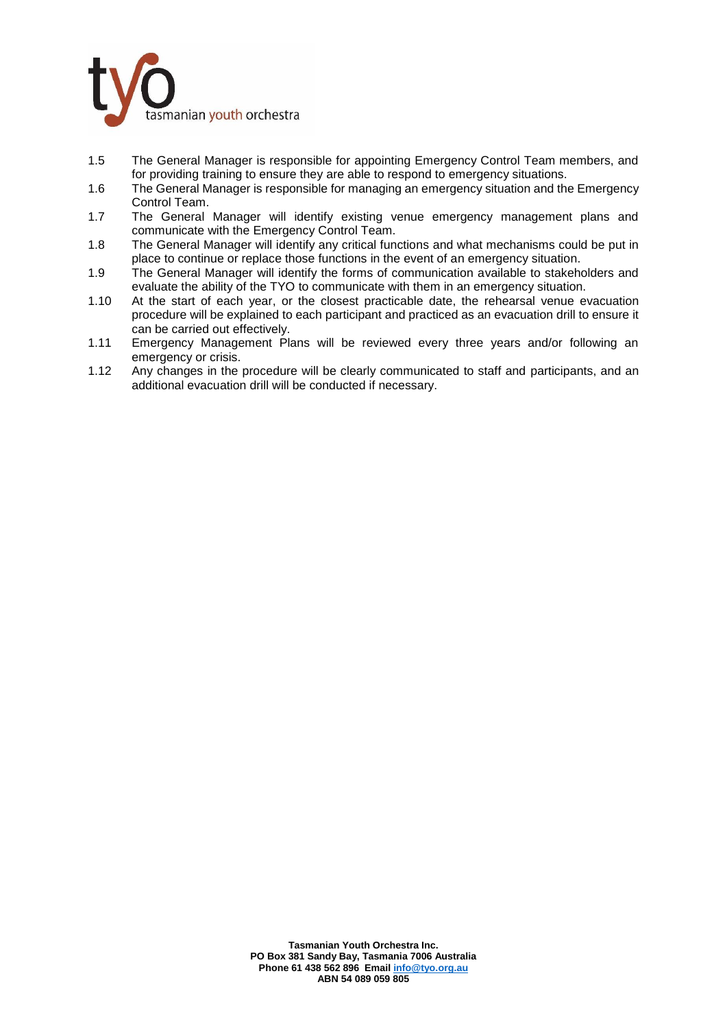1.5 The General Manager is responsible for appointing Emergency Control Team members, and for providing training to ensure they are able to respond to emergency situations.

1.6 The General Manager is responsible for managing an emergency situation and the Emergency Control Team.

1.7 The General Manager will identify existing venue emergency management plans and communicate with the Emergency Control Team.

1.8 The General Manager will identify any critical functions and what mechanisms could be put in place to continue or replace those functions in the event of an emergency situation.

1.9 The General Manager will identify the forms of communication available to stakeholders and evaluate the ability of the TYO to communicate with them in an emergency situation.

1.10 At the start of each year, or the closest practicable date, the rehearsal venue evacuation procedure will be explained to each participant and practiced as an evacuation drill to ensure it can be carried out effectively.

1.11 Emergency Management Plans will be reviewed every three years and/or following an emergency or crisis.

1.12 Any changes in the procedure will be clearly communicated to staff and participants, and an additional evacuation drill will be conducted if necessary.